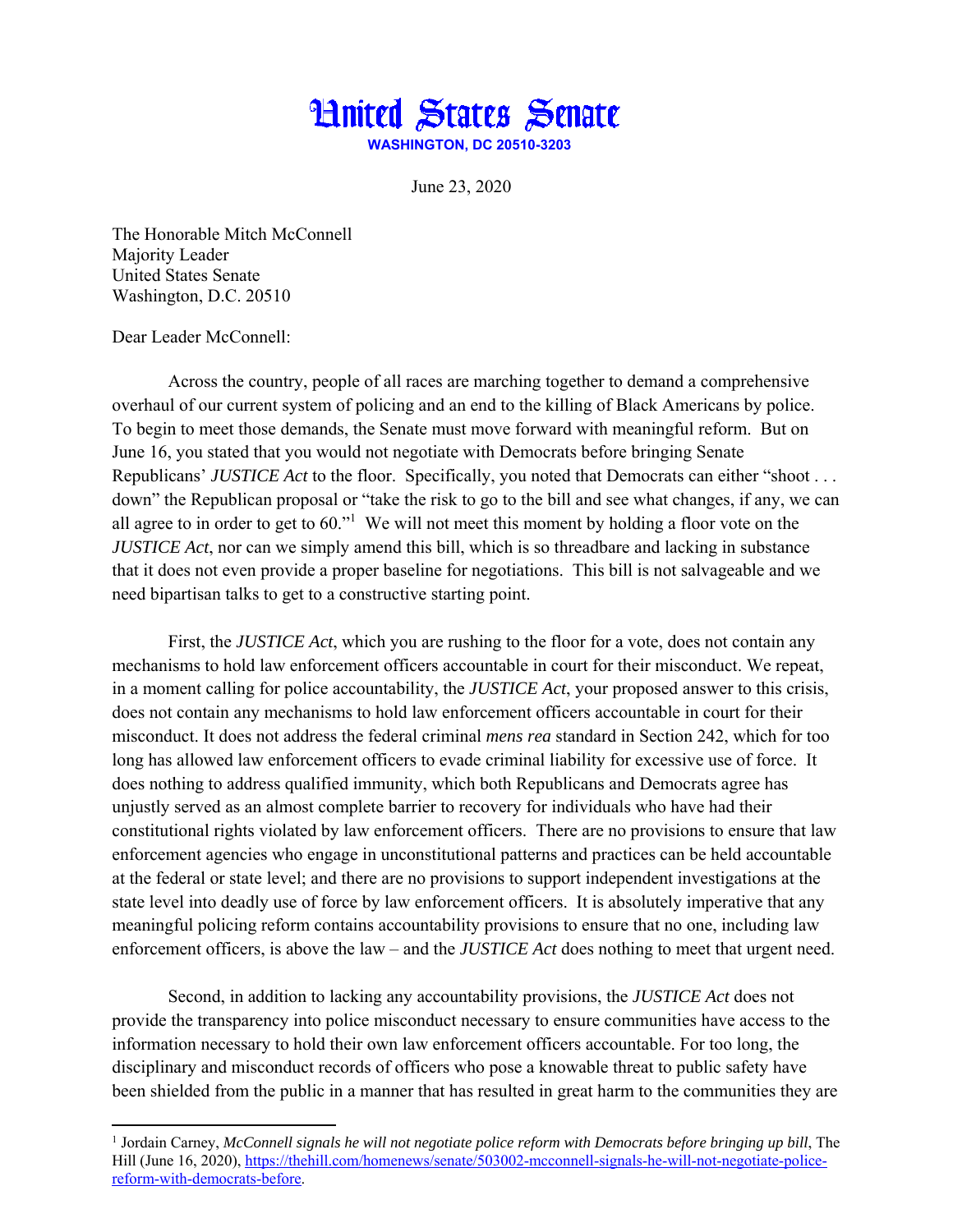# United States Senate

**WASHINGTON, DC 20510-3203**

June 23, 2020

The Honorable Mitch McConnell
Majority Leader
United States Senate
Washington, D.C. 20510

Dear Leader McConnell:

Across the country, people of all races are marching together to demand a comprehensive overhaul of our current system of policing and an end to the killing of Black Americans by police. To begin to meet those demands, the Senate must move forward with meaningful reform. But on June 16, you stated that you would not negotiate with Democrats before bringing Senate Republicans' *JUSTICE Act* to the floor. Specifically, you noted that Democrats can either "shoot . . . down" the Republican proposal or "take the risk to go to the bill and see what changes, if any, we can all agree to in order to get to 60."[1] We will not meet this moment by holding a floor vote on the *JUSTICE Act*, nor can we simply amend this bill, which is so threadbare and lacking in substance that it does not even provide a proper baseline for negotiations. This bill is not salvageable and we need bipartisan talks to get to a constructive starting point.

First, the *JUSTICE Act*, which you are rushing to the floor for a vote, does not contain any mechanisms to hold law enforcement officers accountable in court for their misconduct. We repeat, in a moment calling for police accountability, the *JUSTICE Act*, your proposed answer to this crisis, does not contain any mechanisms to hold law enforcement officers accountable in court for their misconduct. It does not address the federal criminal *mens rea* standard in Section 242, which for too long has allowed law enforcement officers to evade criminal liability for excessive use of force. It does nothing to address qualified immunity, which both Republicans and Democrats agree has unjustly served as an almost complete barrier to recovery for individuals who have had their constitutional rights violated by law enforcement officers. There are no provisions to ensure that law enforcement agencies who engage in unconstitutional patterns and practices can be held accountable at the federal or state level; and there are no provisions to support independent investigations at the state level into deadly use of force by law enforcement officers. It is absolutely imperative that any meaningful policing reform contains accountability provisions to ensure that no one, including law enforcement officers, is above the law – and the *JUSTICE Act* does nothing to meet that urgent need.

Second, in addition to lacking any accountability provisions, the *JUSTICE Act* does not provide the transparency into police misconduct necessary to ensure communities have access to the information necessary to hold their own law enforcement officers accountable. For too long, the disciplinary and misconduct records of officers who pose a knowable threat to public safety have been shielded from the public in a manner that has resulted in great harm to the communities they are

---

[1] Jordain Carney, *McConnell signals he will not negotiate police reform with Democrats before bringing up bill*, The Hill (June 16, 2020), https://thehill.com/homenews/senate/503002-mcconnell-signals-he-will-not-negotiate-police-reform-with-democrats-before.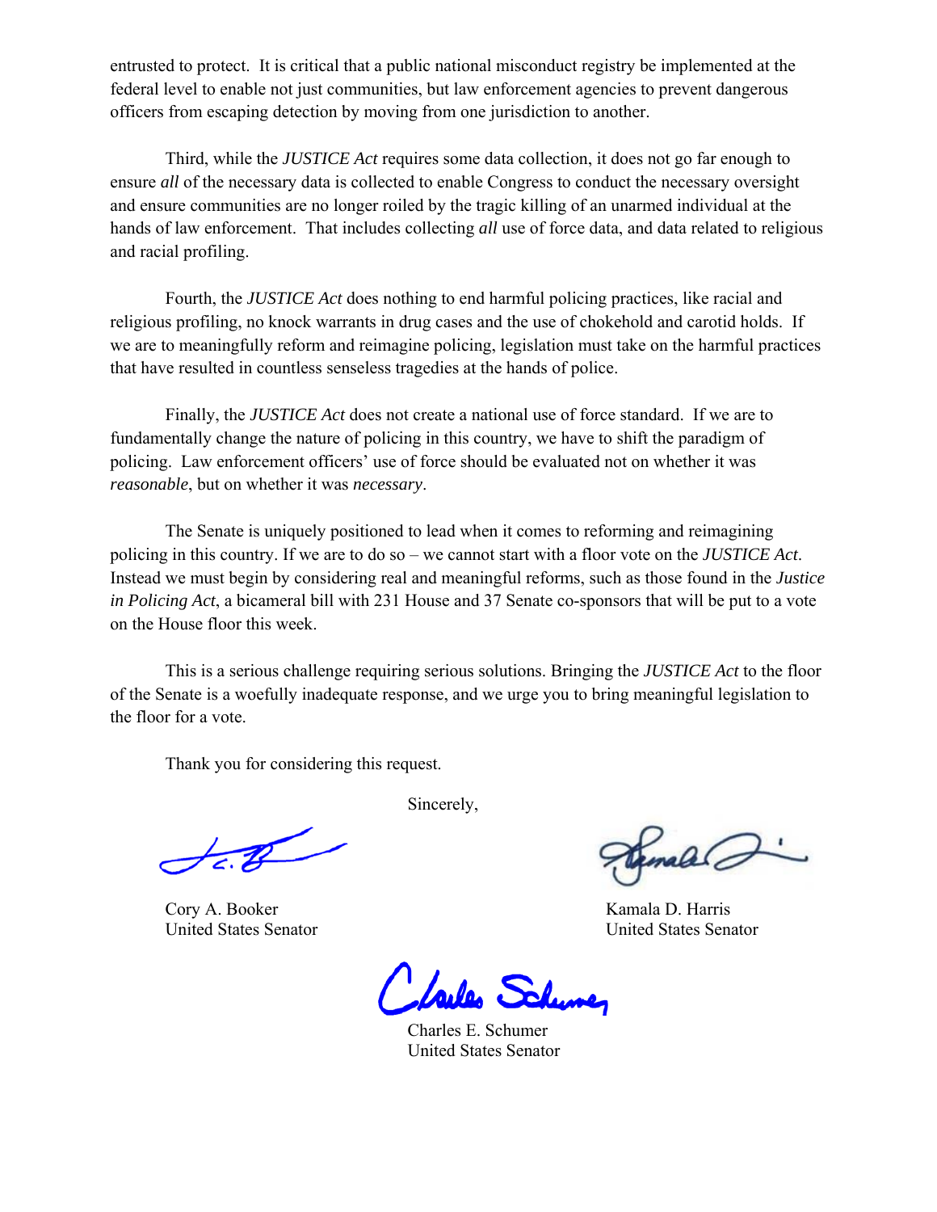entrusted to protect. It is critical that a public national misconduct registry be implemented at the federal level to enable not just communities, but law enforcement agencies to prevent dangerous officers from escaping detection by moving from one jurisdiction to another.

Third, while the *JUSTICE Act* requires some data collection, it does not go far enough to ensure *all* of the necessary data is collected to enable Congress to conduct the necessary oversight and ensure communities are no longer roiled by the tragic killing of an unarmed individual at the hands of law enforcement. That includes collecting *all* use of force data, and data related to religious and racial profiling.

Fourth, the *JUSTICE Act* does nothing to end harmful policing practices, like racial and religious profiling, no knock warrants in drug cases and the use of chokehold and carotid holds. If we are to meaningfully reform and reimagine policing, legislation must take on the harmful practices that have resulted in countless senseless tragedies at the hands of police.

Finally, the *JUSTICE Act* does not create a national use of force standard. If we are to fundamentally change the nature of policing in this country, we have to shift the paradigm of policing. Law enforcement officers' use of force should be evaluated not on whether it was *reasonable*, but on whether it was *necessary*.

The Senate is uniquely positioned to lead when it comes to reforming and reimagining policing in this country. If we are to do so – we cannot start with a floor vote on the *JUSTICE Act*. Instead we must begin by considering real and meaningful reforms, such as those found in the *Justice in Policing Act*, a bicameral bill with 231 House and 37 Senate co-sponsors that will be put to a vote on the House floor this week.

This is a serious challenge requiring serious solutions. Bringing the *JUSTICE Act* to the floor of the Senate is a woefully inadequate response, and we urge you to bring meaningful legislation to the floor for a vote.

Thank you for considering this request.

Sincerely,

Cory A. Booker
United States Senator

Kamala D. Harris
United States Senator

Charles E. Schumer
United States Senator